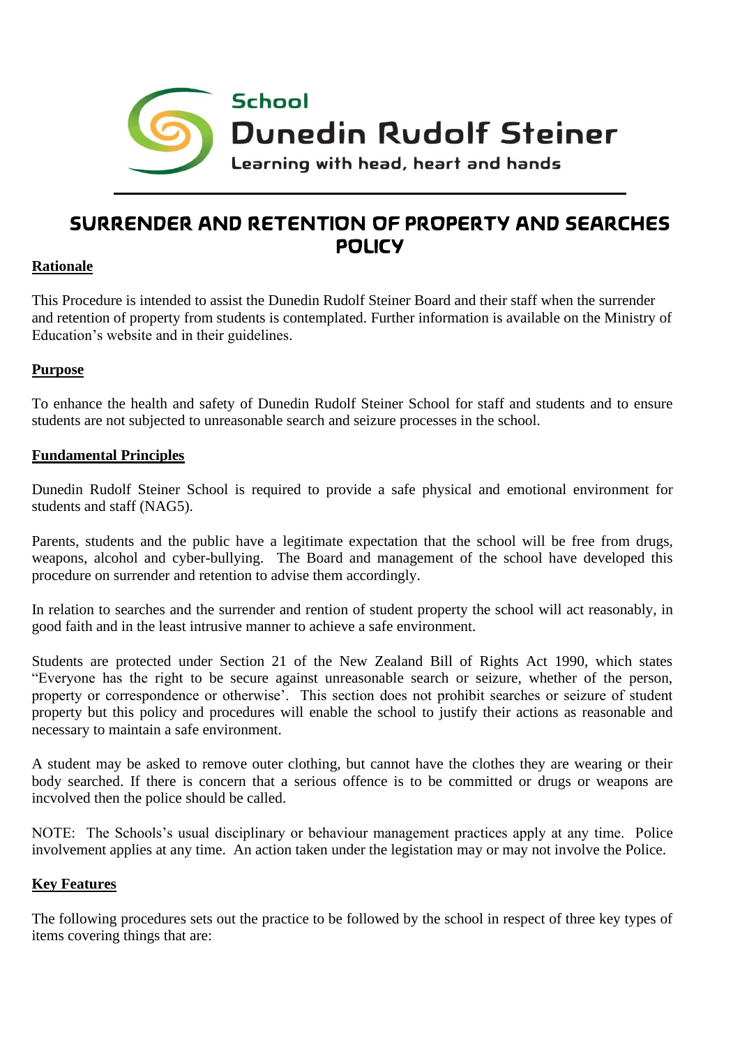School
Dunedin Rudolf Steiner
Learning with head, heart and hands

# SURRENDER AND RETENTION OF PROPERTY AND SEARCHES POLICY

## Rationale

This Procedure is intended to assist the Dunedin Rudolf Steiner Board and their staff when the surrender and retention of property from students is contemplated. Further information is available on the Ministry of Education's website and in their guidelines.

## Purpose

To enhance the health and safety of Dunedin Rudolf Steiner School for staff and students and to ensure students are not subjected to unreasonable search and seizure processes in the school.

## Fundamental Principles

Dunedin Rudolf Steiner School is required to provide a safe physical and emotional environment for students and staff (NAG5).

Parents, students and the public have a legitimate expectation that the school will be free from drugs, weapons, alcohol and cyber-bullying. The Board and management of the school have developed this procedure on surrender and retention to advise them accordingly.

In relation to searches and the surrender and rention of student property the school will act reasonably, in good faith and in the least intrusive manner to achieve a safe environment.

Students are protected under Section 21 of the New Zealand Bill of Rights Act 1990, which states "Everyone has the right to be secure against unreasonable search or seizure, whether of the person, property or correspondence or otherwise'. This section does not prohibit searches or seizure of student property but this policy and procedures will enable the school to justify their actions as reasonable and necessary to maintain a safe environment.

A student may be asked to remove outer clothing, but cannot have the clothes they are wearing or their body searched. If there is concern that a serious offence is to be committed or drugs or weapons are incvolved then the police should be called.

NOTE: The Schools's usual disciplinary or behaviour management practices apply at any time. Police involvement applies at any time. An action taken under the legistation may or may not involve the Police.

## Key Features

The following procedures sets out the practice to be followed by the school in respect of three key types of items covering things that are: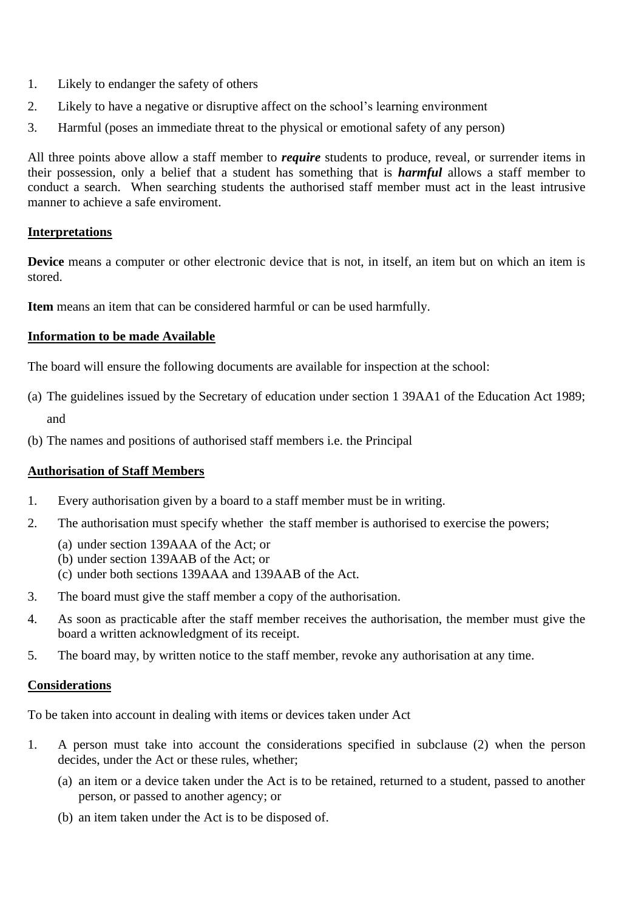1. Likely to endanger the safety of others
2. Likely to have a negative or disruptive affect on the school's learning environment
3. Harmful (poses an immediate threat to the physical or emotional safety of any person)

All three points above allow a staff member to ***require*** students to produce, reveal, or surrender items in their possession, only a belief that a student has something that is ***harmful*** allows a staff member to conduct a search. When searching students the authorised staff member must act in the least intrusive manner to achieve a safe enviroment.

**Interpretations**

**Device** means a computer or other electronic device that is not, in itself, an item but on which an item is stored.

**Item** means an item that can be considered harmful or can be used harmfully.

**Information to be made Available**

The board will ensure the following documents are available for inspection at the school:

(a) The guidelines issued by the Secretary of education under section 1 39AA1 of the Education Act 1989; and

(b) The names and positions of authorised staff members i.e. the Principal

**Authorisation of Staff Members**

1. Every authorisation given by a board to a staff member must be in writing.
2. The authorisation must specify whether the staff member is authorised to exercise the powers;
   (a) under section 139AAA of the Act; or
   (b) under section 139AAB of the Act; or
   (c) under both sections 139AAA and 139AAB of the Act.
3. The board must give the staff member a copy of the authorisation.
4. As soon as practicable after the staff member receives the authorisation, the member must give the board a written acknowledgment of its receipt.
5. The board may, by written notice to the staff member, revoke any authorisation at any time.

**Considerations**

To be taken into account in dealing with items or devices taken under Act

1. A person must take into account the considerations specified in subclause (2) when the person decides, under the Act or these rules, whether;
   (a) an item or a device taken under the Act is to be retained, returned to a student, passed to another person, or passed to another agency; or
   (b) an item taken under the Act is to be disposed of.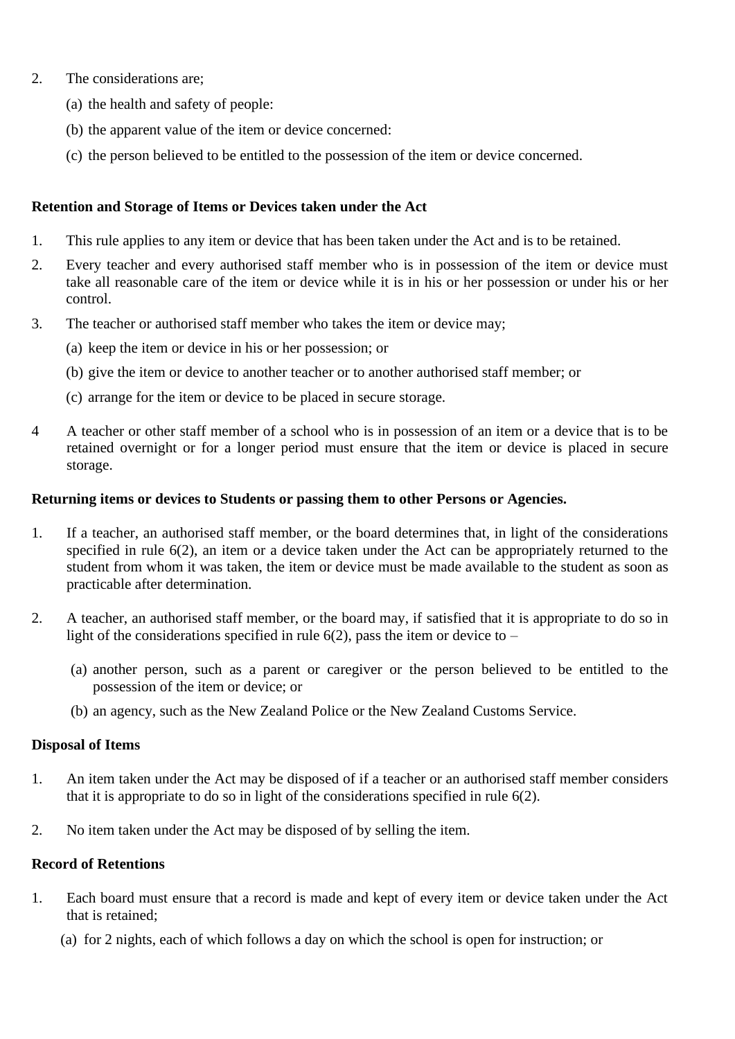2. The considerations are;

   (a) the health and safety of people:

   (b) the apparent value of the item or device concerned:

   (c) the person believed to be entitled to the possession of the item or device concerned.

**Retention and Storage of Items or Devices taken under the Act**

1. This rule applies to any item or device that has been taken under the Act and is to be retained.
2. Every teacher and every authorised staff member who is in possession of the item or device must take all reasonable care of the item or device while it is in his or her possession or under his or her control.
3. The teacher or authorised staff member who takes the item or device may;

   (a) keep the item or device in his or her possession; or

   (b) give the item or device to another teacher or to another authorised staff member; or

   (c) arrange for the item or device to be placed in secure storage.

4 A teacher or other staff member of a school who is in possession of an item or a device that is to be retained overnight or for a longer period must ensure that the item or device is placed in secure storage.

**Returning items or devices to Students or passing them to other Persons or Agencies.**

1. If a teacher, an authorised staff member, or the board determines that, in light of the considerations specified in rule 6(2), an item or a device taken under the Act can be appropriately returned to the student from whom it was taken, the item or device must be made available to the student as soon as practicable after determination.

2. A teacher, an authorised staff member, or the board may, if satisfied that it is appropriate to do so in light of the considerations specified in rule 6(2), pass the item or device to –

   (a) another person, such as a parent or caregiver or the person believed to be entitled to the possession of the item or device; or

   (b) an agency, such as the New Zealand Police or the New Zealand Customs Service.

**Disposal of Items**

1. An item taken under the Act may be disposed of if a teacher or an authorised staff member considers that it is appropriate to do so in light of the considerations specified in rule 6(2).

2. No item taken under the Act may be disposed of by selling the item.

**Record of Retentions**

1. Each board must ensure that a record is made and kept of every item or device taken under the Act that is retained;

   (a) for 2 nights, each of which follows a day on which the school is open for instruction; or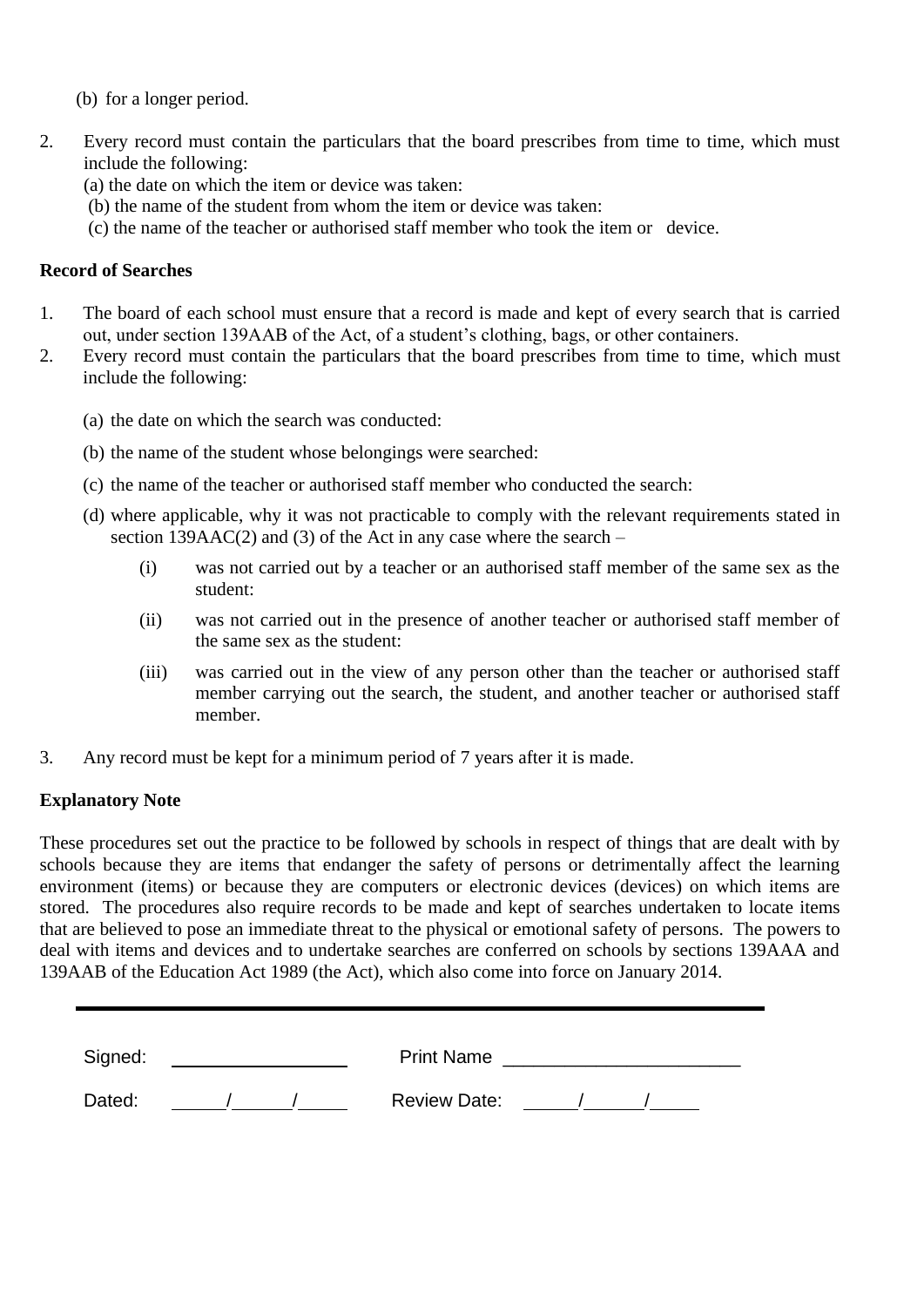(b) for a longer period.

2. Every record must contain the particulars that the board prescribes from time to time, which must include the following:
   (a) the date on which the item or device was taken:
   (b) the name of the student from whom the item or device was taken:
   (c) the name of the teacher or authorised staff member who took the item or device.

**Record of Searches**

1. The board of each school must ensure that a record is made and kept of every search that is carried out, under section 139AAB of the Act, of a student's clothing, bags, or other containers.
2. Every record must contain the particulars that the board prescribes from time to time, which must include the following:

   (a) the date on which the search was conducted:

   (b) the name of the student whose belongings were searched:

   (c) the name of the teacher or authorised staff member who conducted the search:

   (d) where applicable, why it was not practicable to comply with the relevant requirements stated in section 139AAC(2) and (3) of the Act in any case where the search –

      (i) was not carried out by a teacher or an authorised staff member of the same sex as the student:

      (ii) was not carried out in the presence of another teacher or authorised staff member of the same sex as the student:

      (iii) was carried out in the view of any person other than the teacher or authorised staff member carrying out the search, the student, and another teacher or authorised staff member.

3. Any record must be kept for a minimum period of 7 years after it is made.

**Explanatory Note**

These procedures set out the practice to be followed by schools in respect of things that are dealt with by schools because they are items that endanger the safety of persons or detrimentally affect the learning environment (items) or because they are computers or electronic devices (devices) on which items are stored. The procedures also require records to be made and kept of searches undertaken to locate items that are believed to pose an immediate threat to the physical or emotional safety of persons. The powers to deal with items and devices and to undertake searches are conferred on schools by sections 139AAA and 139AAB of the Education Act 1989 (the Act), which also come into force on January 2014.

---

Signed: ________________ Print Name ______________________

Dated: _____/_____/_____ Review Date: _____/_____/_____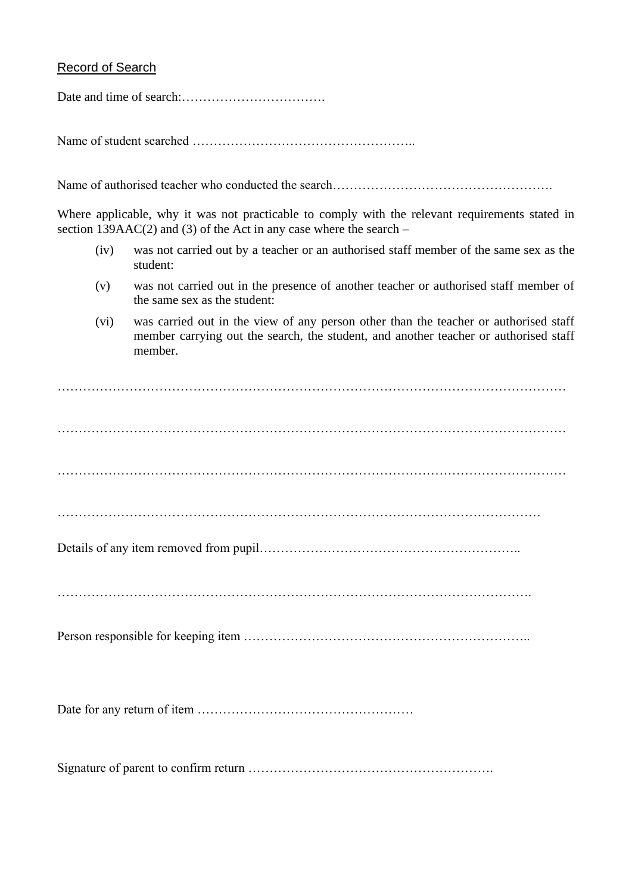Record of Search

Date and time of search:…………………………….

Name of student searched …………………………………………..

Name of authorised teacher who conducted the search…………………………………………….

Where applicable, why it was not practicable to comply with the relevant requirements stated in section 139AAC(2) and (3) of the Act in any case where the search –

(iv) was not carried out by a teacher or an authorised staff member of the same sex as the student:

(v) was not carried out in the presence of another teacher or authorised staff member of the same sex as the student:

(vi) was carried out in the view of any person other than the teacher or authorised staff member carrying out the search, the student, and another teacher or authorised staff member.

…………………………………………………………………………………………………………

…………………………………………………………………………………………………………

…………………………………………………………………………………………………………

……………………………………………………………………………………………………

Details of any item removed from pupil……………………………………………………..

……………………………………………………………………………………………….

Person responsible for keeping item …………………………………………………………..

Date for any return of item ……………………………………………

Signature of parent to confirm return ………………………………………………….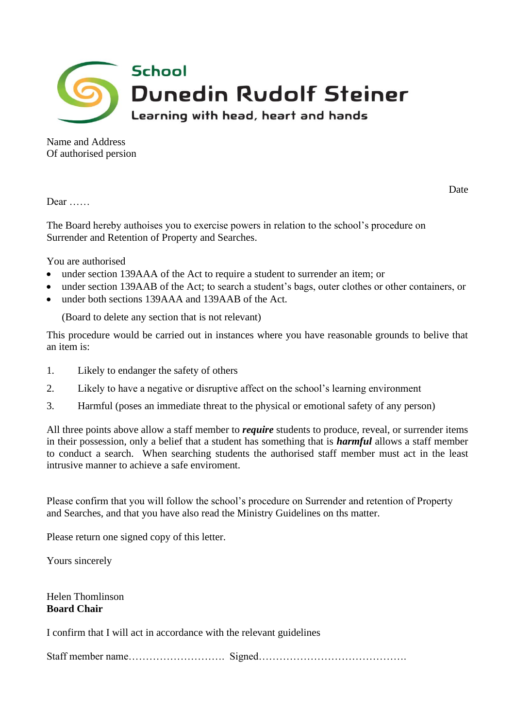School
Dunedin Rudolf Steiner
Learning with head, heart and hands

Name and Address
Of authorised persion

Date

Dear ……

The Board hereby authoises you to exercise powers in relation to the school's procedure on Surrender and Retention of Property and Searches.

You are authorised

- under section 139AAA of the Act to require a student to surrender an item; or
- under section 139AAB of the Act; to search a student's bags, outer clothes or other containers, or
- under both sections 139AAA and 139AAB of the Act.

(Board to delete any section that is not relevant)

This procedure would be carried out in instances where you have reasonable grounds to belive that an item is:

1. Likely to endanger the safety of others
2. Likely to have a negative or disruptive affect on the school's learning environment
3. Harmful (poses an immediate threat to the physical or emotional safety of any person)

All three points above allow a staff member to ***require*** students to produce, reveal, or surrender items in their possession, only a belief that a student has something that is ***harmful*** allows a staff member to conduct a search. When searching students the authorised staff member must act in the least intrusive manner to achieve a safe enviroment.

Please confirm that you will follow the school's procedure on Surrender and retention of Property and Searches, and that you have also read the Ministry Guidelines on ths matter.

Please return one signed copy of this letter.

Yours sincerely

Helen Thomlinson
**Board Chair**

I confirm that I will act in accordance with the relevant guidelines

Staff member name………………………. Signed…………………………………….